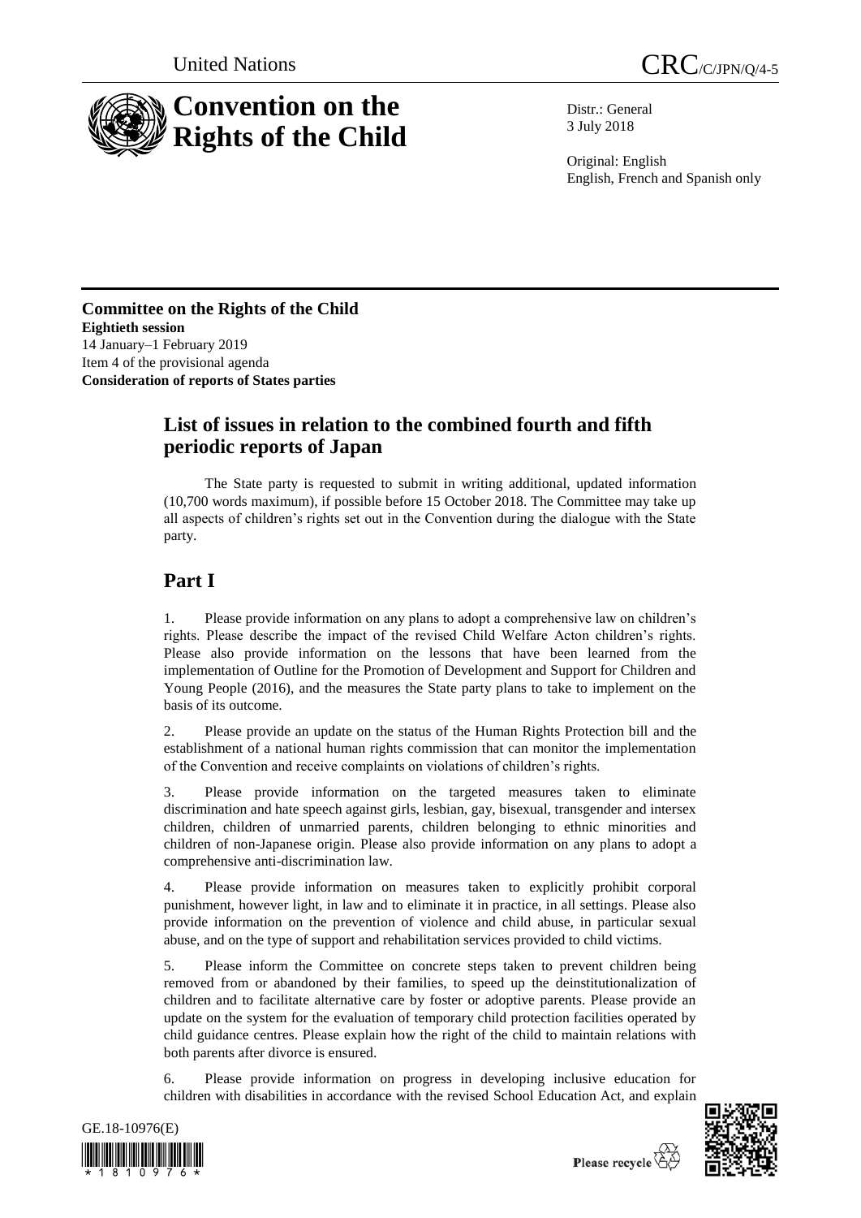United Nations

CRC/C/JPN/Q/4-5

# Convention on the Rights of the Child

Distr.: General
3 July 2018

Original: English
English, French and Spanish only

**Committee on the Rights of the Child**
**Eightieth session**
14 January–1 February 2019
Item 4 of the provisional agenda
**Consideration of reports of States parties**

## List of issues in relation to the combined fourth and fifth periodic reports of Japan

The State party is requested to submit in writing additional, updated information (10,700 words maximum), if possible before 15 October 2018. The Committee may take up all aspects of children's rights set out in the Convention during the dialogue with the State party.

## Part I

1. Please provide information on any plans to adopt a comprehensive law on children's rights. Please describe the impact of the revised Child Welfare Acton children's rights. Please also provide information on the lessons that have been learned from the implementation of Outline for the Promotion of Development and Support for Children and Young People (2016), and the measures the State party plans to take to implement on the basis of its outcome.

2. Please provide an update on the status of the Human Rights Protection bill and the establishment of a national human rights commission that can monitor the implementation of the Convention and receive complaints on violations of children's rights.

3. Please provide information on the targeted measures taken to eliminate discrimination and hate speech against girls, lesbian, gay, bisexual, transgender and intersex children, children of unmarried parents, children belonging to ethnic minorities and children of non-Japanese origin. Please also provide information on any plans to adopt a comprehensive anti-discrimination law.

4. Please provide information on measures taken to explicitly prohibit corporal punishment, however light, in law and to eliminate it in practice, in all settings. Please also provide information on the prevention of violence and child abuse, in particular sexual abuse, and on the type of support and rehabilitation services provided to child victims.

5. Please inform the Committee on concrete steps taken to prevent children being removed from or abandoned by their families, to speed up the deinstitutionalization of children and to facilitate alternative care by foster or adoptive parents. Please provide an update on the system for the evaluation of temporary child protection facilities operated by child guidance centres. Please explain how the right of the child to maintain relations with both parents after divorce is ensured.

6. Please provide information on progress in developing inclusive education for children with disabilities in accordance with the revised School Education Act, and explain

GE.18-10976(E)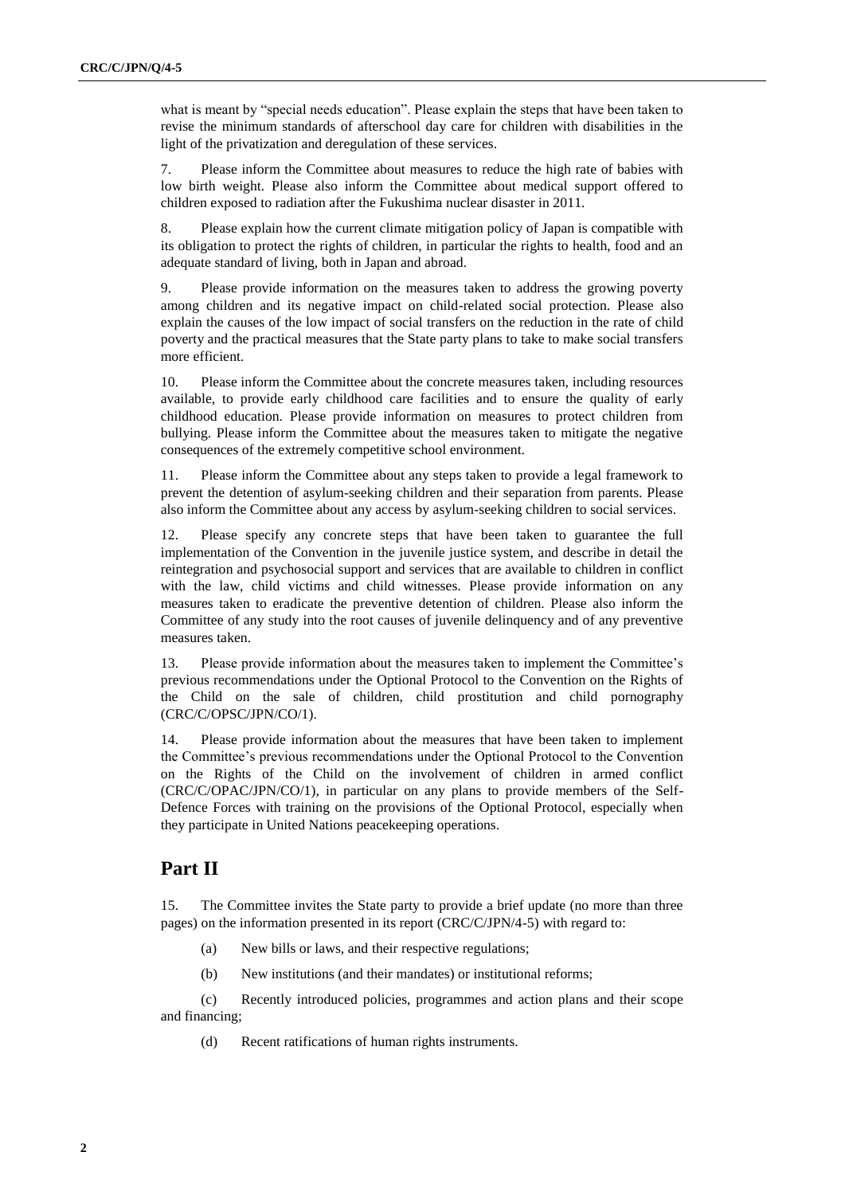what is meant by "special needs education". Please explain the steps that have been taken to revise the minimum standards of afterschool day care for children with disabilities in the light of the privatization and deregulation of these services.

7. Please inform the Committee about measures to reduce the high rate of babies with low birth weight. Please also inform the Committee about medical support offered to children exposed to radiation after the Fukushima nuclear disaster in 2011.

8. Please explain how the current climate mitigation policy of Japan is compatible with its obligation to protect the rights of children, in particular the rights to health, food and an adequate standard of living, both in Japan and abroad.

9. Please provide information on the measures taken to address the growing poverty among children and its negative impact on child-related social protection. Please also explain the causes of the low impact of social transfers on the reduction in the rate of child poverty and the practical measures that the State party plans to take to make social transfers more efficient.

10. Please inform the Committee about the concrete measures taken, including resources available, to provide early childhood care facilities and to ensure the quality of early childhood education. Please provide information on measures to protect children from bullying. Please inform the Committee about the measures taken to mitigate the negative consequences of the extremely competitive school environment.

11. Please inform the Committee about any steps taken to provide a legal framework to prevent the detention of asylum-seeking children and their separation from parents. Please also inform the Committee about any access by asylum-seeking children to social services.

12. Please specify any concrete steps that have been taken to guarantee the full implementation of the Convention in the juvenile justice system, and describe in detail the reintegration and psychosocial support and services that are available to children in conflict with the law, child victims and child witnesses. Please provide information on any measures taken to eradicate the preventive detention of children. Please also inform the Committee of any study into the root causes of juvenile delinquency and of any preventive measures taken.

13. Please provide information about the measures taken to implement the Committee's previous recommendations under the Optional Protocol to the Convention on the Rights of the Child on the sale of children, child prostitution and child pornography (CRC/C/OPSC/JPN/CO/1).

14. Please provide information about the measures that have been taken to implement the Committee's previous recommendations under the Optional Protocol to the Convention on the Rights of the Child on the involvement of children in armed conflict (CRC/C/OPAC/JPN/CO/1), in particular on any plans to provide members of the Self-Defence Forces with training on the provisions of the Optional Protocol, especially when they participate in United Nations peacekeeping operations.

## Part II

15. The Committee invites the State party to provide a brief update (no more than three pages) on the information presented in its report (CRC/C/JPN/4-5) with regard to:

(a) New bills or laws, and their respective regulations;

(b) New institutions (and their mandates) or institutional reforms;

(c) Recently introduced policies, programmes and action plans and their scope and financing;

(d) Recent ratifications of human rights instruments.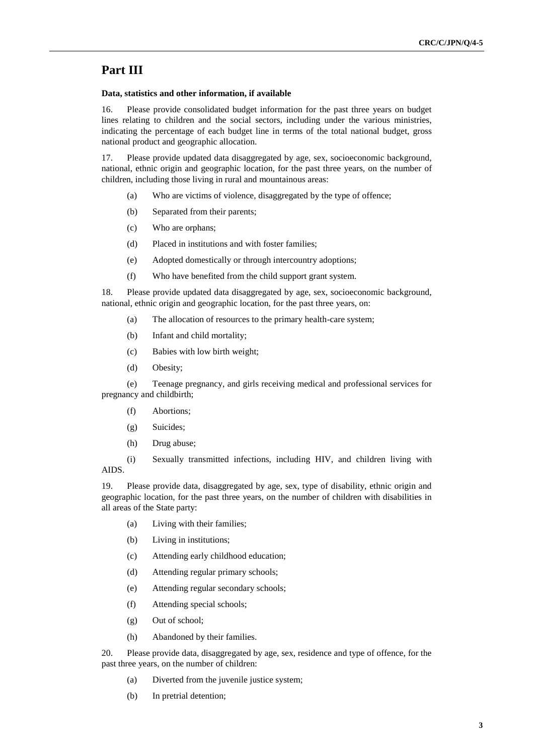## Part III

**Data, statistics and other information, if available**

16. Please provide consolidated budget information for the past three years on budget lines relating to children and the social sectors, including under the various ministries, indicating the percentage of each budget line in terms of the total national budget, gross national product and geographic allocation.

17. Please provide updated data disaggregated by age, sex, socioeconomic background, national, ethnic origin and geographic location, for the past three years, on the number of children, including those living in rural and mountainous areas:

(a) Who are victims of violence, disaggregated by the type of offence;

(b) Separated from their parents;

(c) Who are orphans;

(d) Placed in institutions and with foster families;

(e) Adopted domestically or through intercountry adoptions;

(f) Who have benefited from the child support grant system.

18. Please provide updated data disaggregated by age, sex, socioeconomic background, national, ethnic origin and geographic location, for the past three years, on:

(a) The allocation of resources to the primary health-care system;

(b) Infant and child mortality;

(c) Babies with low birth weight;

(d) Obesity;

(e) Teenage pregnancy, and girls receiving medical and professional services for pregnancy and childbirth;

(f) Abortions;

(g) Suicides;

(h) Drug abuse;

(i) Sexually transmitted infections, including HIV, and children living with AIDS.

19. Please provide data, disaggregated by age, sex, type of disability, ethnic origin and geographic location, for the past three years, on the number of children with disabilities in all areas of the State party:

(a) Living with their families;

(b) Living in institutions;

(c) Attending early childhood education;

(d) Attending regular primary schools;

(e) Attending regular secondary schools;

(f) Attending special schools;

(g) Out of school;

(h) Abandoned by their families.

20. Please provide data, disaggregated by age, sex, residence and type of offence, for the past three years, on the number of children:

(a) Diverted from the juvenile justice system;

(b) In pretrial detention;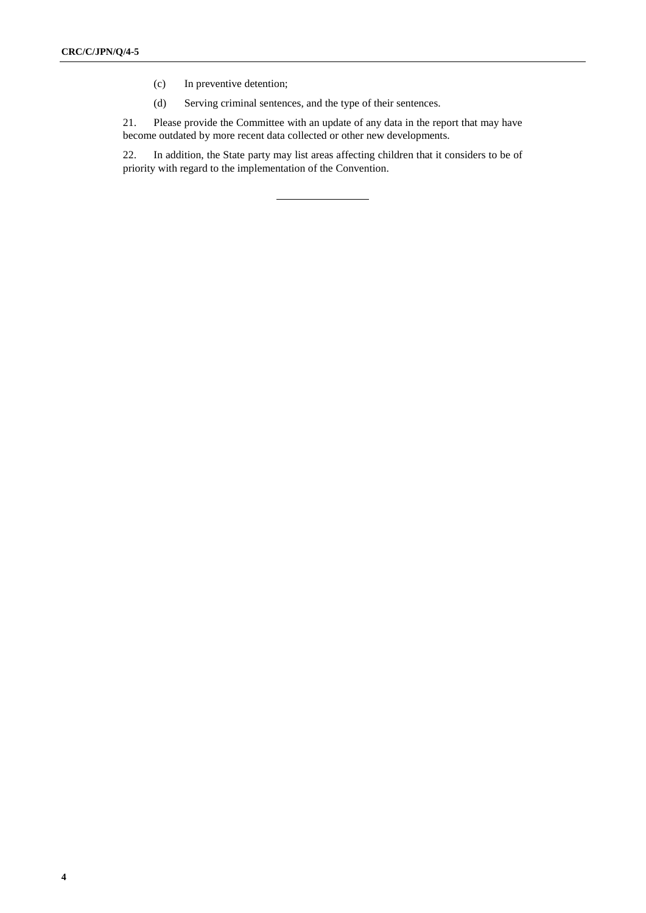(c) In preventive detention;

(d) Serving criminal sentences, and the type of their sentences.

21. Please provide the Committee with an update of any data in the report that may have become outdated by more recent data collected or other new developments.

22. In addition, the State party may list areas affecting children that it considers to be of priority with regard to the implementation of the Convention.